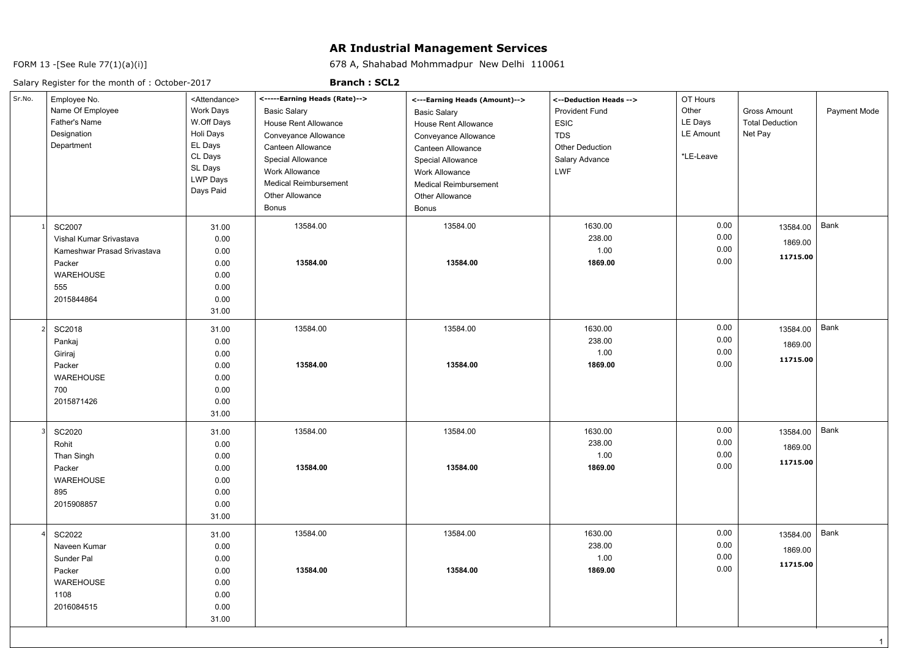# AR Industrial Management Services

FORM 13 -[See Rule 77(1)(a)(i)]

678 A, Shahabad Mohmmadpur New Delhi 110061

Salary Register for the month of : October-2017

**Branch : SCL2**

| Sr.No. | Employee No.<br>Name Of Employee<br>Father's Name<br>Designation<br>Department | <Attendance><br>Work Days<br>W.Off Days<br>Holi Days<br>EL Days<br>CL Days<br>SL Days<br>LWP Days<br>Days Paid | <-----Earning Heads (Rate)--><br>Basic Salary<br>House Rent Allowance<br>Conveyance Allowance<br>Canteen Allowance<br>Special Allowance<br>Work Allowance<br>Medical Reimbursement<br>Other Allowance<br>Bonus | <---Earning Heads (Amount)--><br>Basic Salary<br>House Rent Allowance<br>Conveyance Allowance<br>Canteen Allowance<br>Special Allowance<br>Work Allowance<br>Medical Reimbursement<br>Other Allowance<br>Bonus | <--Deduction Heads --><br>Provident Fund<br>ESIC<br>TDS<br>Other Deduction<br>Salary Advance<br>LWF | OT Hours<br>Other<br>LE Days<br>LE Amount<br>*LE-Leave | Gross Amount<br>Total Deduction<br>Net Pay | Payment Mode |
|---|---|---|---|---|---|---|---|---|
| 1 | SC2007<br>Vishal Kumar Srivastava<br>Kameshwar Prasad Srivastava<br>Packer<br>WAREHOUSE<br>555<br>2015844864 | 31.00<br>0.00<br>0.00<br>0.00<br>0.00<br>0.00<br>0.00<br>31.00 | 13584.00<br><br><br>**13584.00** | 13584.00<br><br><br>**13584.00** | 1630.00<br>238.00<br>1.00<br>**1869.00** | 0.00<br>0.00<br>0.00<br>0.00 | 13584.00<br>1869.00<br>**11715.00** | Bank |
| 2 | SC2018<br>Pankaj<br>Giriraj<br>Packer<br>WAREHOUSE<br>700<br>2015871426 | 31.00<br>0.00<br>0.00<br>0.00<br>0.00<br>0.00<br>0.00<br>31.00 | 13584.00<br><br><br>**13584.00** | 13584.00<br><br><br>**13584.00** | 1630.00<br>238.00<br>1.00<br>**1869.00** | 0.00<br>0.00<br>0.00<br>0.00 | 13584.00<br>1869.00<br>**11715.00** | Bank |
| 3 | SC2020<br>Rohit<br>Than Singh<br>Packer<br>WAREHOUSE<br>895<br>2015908857 | 31.00<br>0.00<br>0.00<br>0.00<br>0.00<br>0.00<br>0.00<br>31.00 | 13584.00<br><br><br>**13584.00** | 13584.00<br><br><br>**13584.00** | 1630.00<br>238.00<br>1.00<br>**1869.00** | 0.00<br>0.00<br>0.00<br>0.00 | 13584.00<br>1869.00<br>**11715.00** | Bank |
| 4 | SC2022<br>Naveen Kumar<br>Sunder Pal<br>Packer<br>WAREHOUSE<br>1108<br>2016084515 | 31.00<br>0.00<br>0.00<br>0.00<br>0.00<br>0.00<br>0.00<br>31.00 | 13584.00<br><br><br>**13584.00** | 13584.00<br><br><br>**13584.00** | 1630.00<br>238.00<br>1.00<br>**1869.00** | 0.00<br>0.00<br>0.00<br>0.00 | 13584.00<br>1869.00<br>**11715.00** | Bank |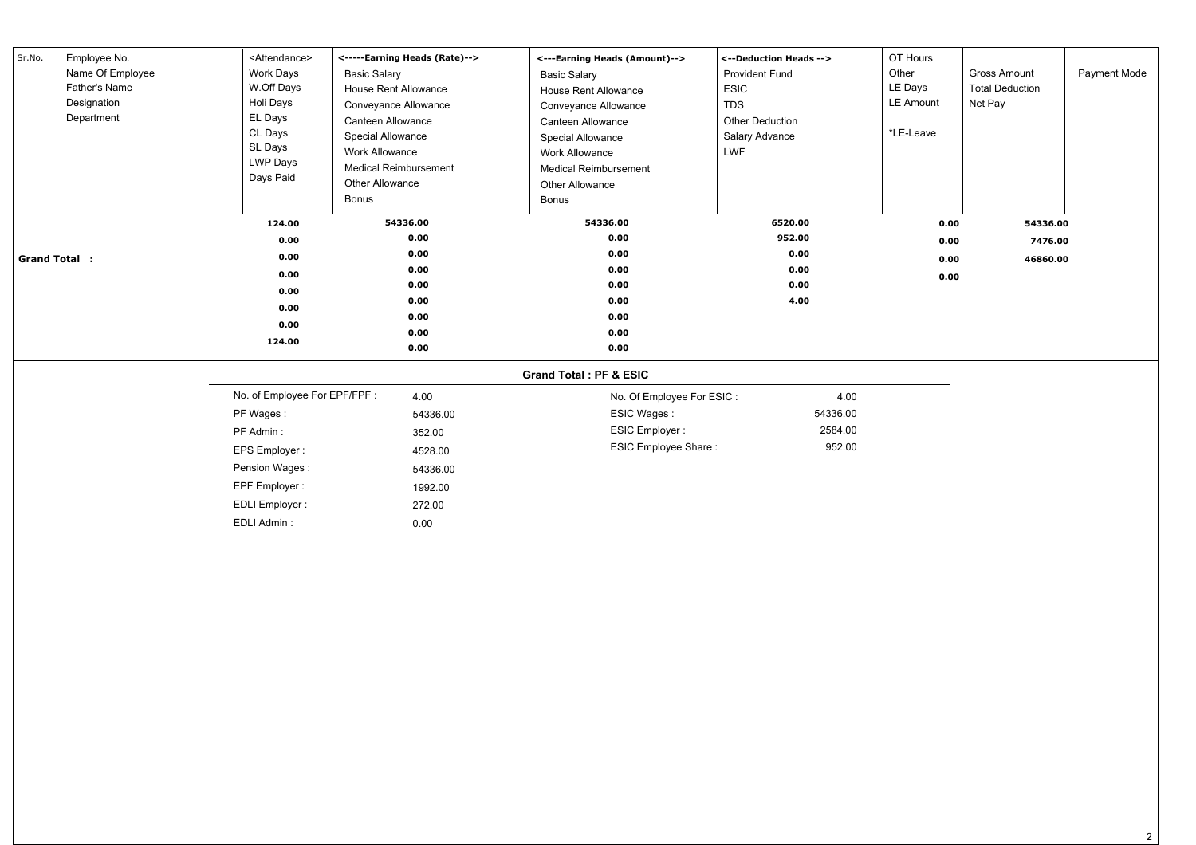| Sr.No. | Employee No.<br>Name Of Employee<br>Father's Name<br>Designation<br>Department | <Attendance><br>Work Days<br>W.Off Days<br>Holi Days<br>EL Days<br>CL Days<br>SL Days<br>LWP Days<br>Days Paid | <-----Earning Heads (Rate)--><br>Basic Salary<br>House Rent Allowance<br>Conveyance Allowance<br>Canteen Allowance<br>Special Allowance<br>Work Allowance<br>Medical Reimbursement<br>Other Allowance<br>Bonus | <---Earning Heads (Amount)--><br>Basic Salary<br>House Rent Allowance<br>Conveyance Allowance<br>Canteen Allowance<br>Special Allowance<br>Work Allowance<br>Medical Reimbursement<br>Other Allowance<br>Bonus | <--Deduction Heads --><br>Provident Fund<br>ESIC<br>TDS<br>Other Deduction<br>Salary Advance<br>LWF | OT Hours<br>Other<br>LE Days<br>LE Amount<br><br>*LE-Leave | Gross Amount<br>Total Deduction<br>Net Pay | Payment Mode |
|---|---|---|---|---|---|---|---|---|
| **Grand Total :** | | **124.00**<br>**0.00**<br>**0.00**<br>**0.00**<br>**0.00**<br>**0.00**<br>**0.00**<br>**124.00** | **54336.00**<br>**0.00**<br>**0.00**<br>**0.00**<br>**0.00**<br>**0.00**<br>**0.00**<br>**0.00**<br>**0.00** | **54336.00**<br>**0.00**<br>**0.00**<br>**0.00**<br>**0.00**<br>**0.00**<br>**0.00**<br>**0.00**<br>**0.00** | **6520.00**<br>**952.00**<br>**0.00**<br>**0.00**<br>**0.00**<br>**4.00** | **0.00**<br>**0.00**<br>**0.00**<br>**0.00** | **54336.00**<br>**7476.00**<br>**46860.00** | |

**Grand Total : PF & ESIC**

| | | | |
|---|---|---|---|
| No. of Employee For EPF/FPF : | 4.00 | No. Of Employee For ESIC : | 4.00 |
| PF Wages : | 54336.00 | ESIC Wages : | 54336.00 |
| PF Admin : | 352.00 | ESIC Employer : | 2584.00 |
| EPS Employer : | 4528.00 | ESIC Employee Share : | 952.00 |
| Pension Wages : | 54336.00 | | |
| EPF Employer : | 1992.00 | | |
| EDLI Employer : | 272.00 | | |
| EDLI Admin : | 0.00 | | |